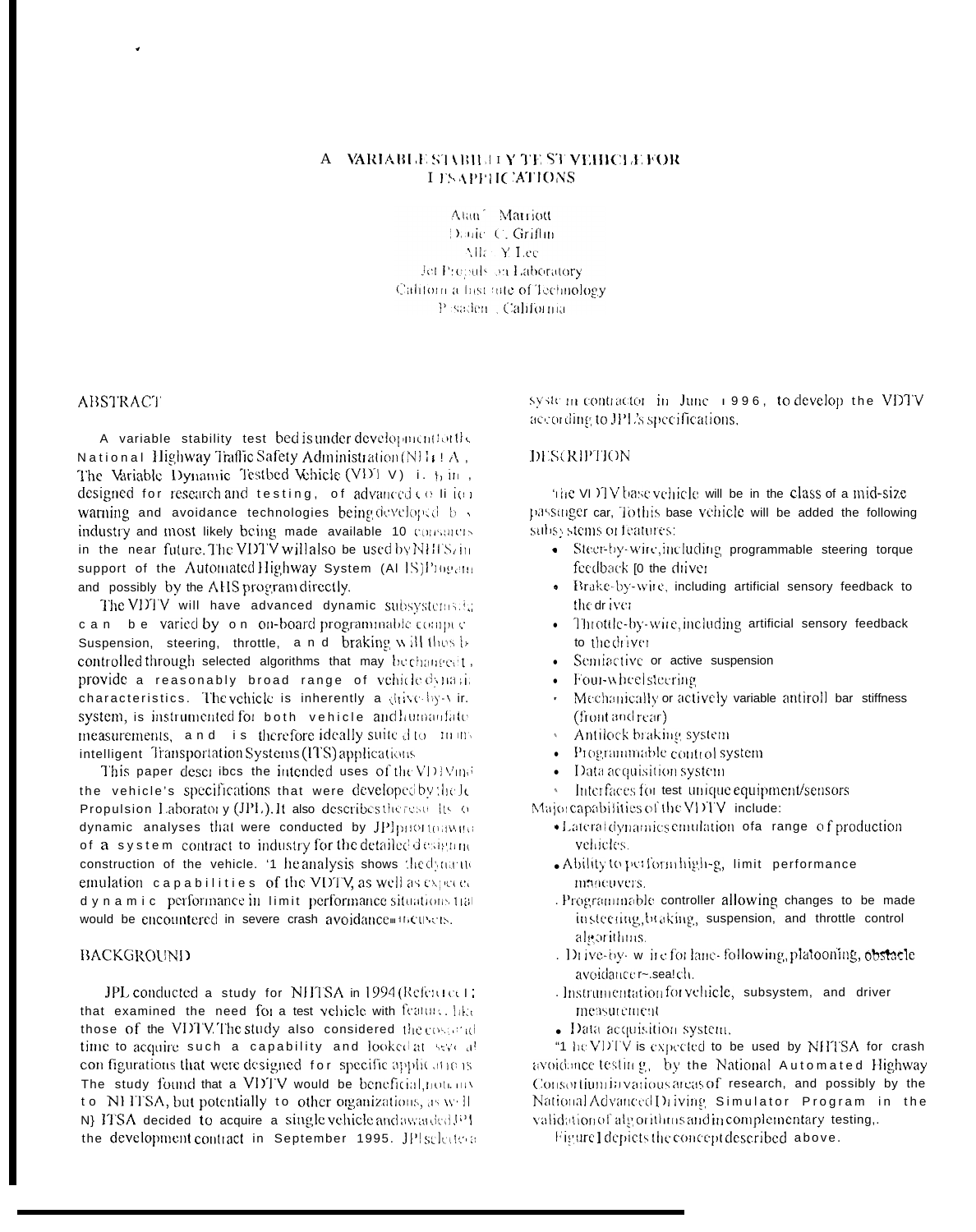# A VARIABLE STABILITY TEST VEHICLE FOR ITS APPLICATIONS

Alan J. Marriott
Daniel C. Griffin
Allan Y. Lee
Jet Propulsion Laboratory
California Institute of Technology
Pasadena, California

## ABSTRACT

A variable stability test bed is under development for the National Highway Traffic Safety Administration (NHTSA). The Variable Dynamic Testbed Vehicle (VDTV) is being designed for research and testing of advanced collision warning and avoidance technologies being developed by industry and most likely being made available to consumers in the near future. The VDTV will also be used by NHTSA in support of the Automated Highway System (AHS) Program and possibly by the AHS program directly.

The VDTV will have advanced dynamic subsystems that can be varied by on on-board programmable computer. Suspension, steering, throttle, and braking will thus be controlled through selected algorithms that may be changed to provide a reasonably broad range of vehicle dynamic characteristics. The vehicle is inherently a drive-by-wire system, is instrumented for both vehicle and human factors measurements, and is therefore ideally suited to many Intelligent Transportation Systems (ITS) applications.

This paper describes the intended uses of the VDTV and the vehicle's specifications that were developed by the Jet Propulsion Laboratory (JPL). It also describes the results of dynamic analyses that were conducted by JPL prior to award of a system contract to industry for the detailed design and construction of the vehicle. The analysis shows the dynamic emulation capabilities of the VDTV, as well as expected dynamic performance in limit performance situations that would be encountered in severe crash avoidance maneuvers.

## BACKGROUND

JPL conducted a study for NHTSA in 1994 (Reference 1) that examined the need for a test vehicle with features like those of the VDTV. The study also considered the cost and time to acquire such a capability and looked at several configurations that were designed for specific applications. The study found that a VDTV would be beneficial, not only to NHTSA, but potentially to other organizations, as well. NHTSA decided to acquire a single vehicle and awarded JPL the development contract in September 1995. JPL selected a system contractor in June 1996, to develop the VDTV according to JPL's specifications.

## DESCRIPTION

The VDTV base vehicle will be in the class of a mid-size passenger car. To this base vehicle will be added the following subsystems or features:

- Steer-by-wire, including programmable steering torque feedback to the driver
- Brake-by-wire, including artificial sensory feedback to the driver
- Throttle-by-wire, including artificial sensory feedback to the driver
- Semiactive or active suspension
- Four-wheel steering
- Mechanically or actively variable antiroll bar stiffness (front and rear)
- Antilock braking system
- Programmable control system
- Data acquisition system
- Interfaces for test unique equipment/sensors

Major capabilities of the VDTV include:

- Lateral dynamics emulation of a range of production vehicles.
- Ability to perform high-g, limit performance maneuvers.
- Programmable controller allowing changes to be made in steering, braking, suspension, and throttle control algorithms.
- Drive-by-wire for lane-following, platooning, obstacle avoidance research.
- Instrumentation for vehicle, subsystem, and driver measurement
- Data acquisition system.

The VDTV is expected to be used by NHTSA for crash avoidance testing, by the National Automated Highway Consortium in various areas of research, and possibly by the National Advanced Driving Simulator Program in the validation of algorithms and in complementary testing.

Figure 1 depicts the concept described above.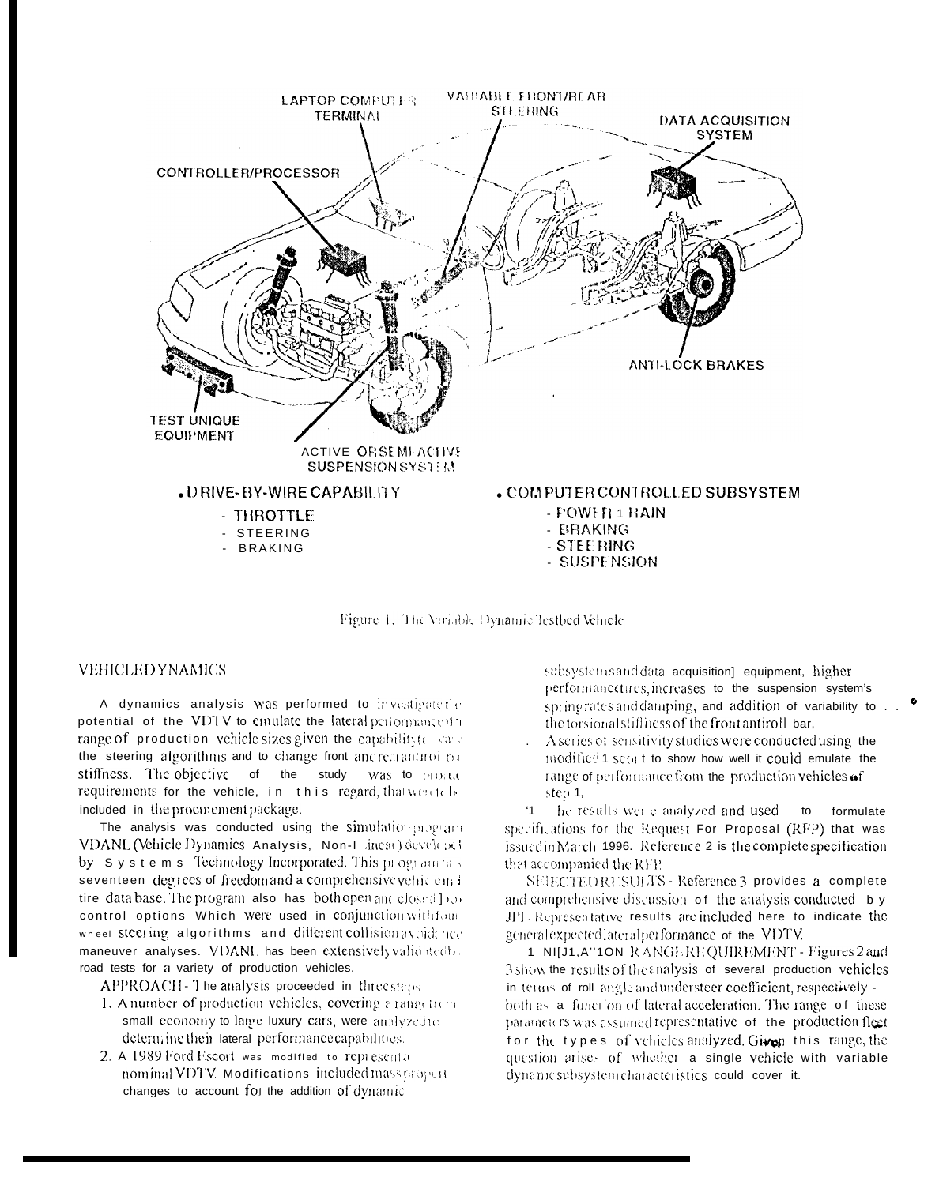LAPTOP COMPUTER TERMINAL

VARIABLE FRONT/REAR STEERING

DATA ACQUISITION SYSTEM

CONTROLLER/PROCESSOR

ANTI-LOCK BRAKES

TEST UNIQUE EQUIPMENT

ACTIVE OR SEMI-ACTIVE SUSPENSION SYSTEM

- DRIVE-BY-WIRE CAPABILITY
  - THROTTLE
  - STEERING
  - BRAKING

- COMPUTER CONTROLLED SUBSYSTEM
  - POWER TRAIN
  - BRAKING
  - STEERING
  - SUSPENSION

Figure 1. The Variable Dynamic Testbed Vehicle

## VEHICLE DYNAMICS

A dynamics analysis was performed to investigate the potential of the VDTV to emulate the lateral performance of a range of production vehicle sizes given the capability to vary the steering algorithms and to change front and rear antiroll bar stiffness. The objective of the study was to produce requirements for the vehicle, in this regard, that were to be included in the procurement package.

The analysis was conducted using the simulation program VDANL (Vehicle Dynamics Analysis, Non-Linear) developed by Systems Technology Incorporated. This program has seventeen degrees of freedom and a comprehensive vehicle and tire data base. The program also has both open and closed loop control options which were used in conjunction with four wheel steering algorithms and different collision avoidance maneuver analyses. VDANL has been extensively validated by road tests for a variety of production vehicles.

APPROACH - The analysis proceeded in three steps.

1. A number of production vehicles, covering a range from small economy to large luxury cars, were analyzed to determine their lateral performance capabilities.
2. A 1989 Ford Escort was modified to represent a nominal VDTV. Modifications included mass property changes to account for the addition of dynamic subsystems and data acquisition equipment, higher performance tires, increases to the suspension system's spring rates and damping, and addition of variability to the torsional stiffness of the front antiroll bar.
3. A series of sensitivity studies were conducted using the modified Escort to show how well it could emulate the range of performance from the production vehicles of step 1.

The results were analyzed and used to formulate specifications for the Request For Proposal (RFP) that was issued in March 1996. Reference 2 is the complete specification that accompanied the RFP.

SELECTED RESULTS - Reference 3 provides a complete and comprehensive discussion of the analysis conducted by JPL. Representative results are included here to indicate the general expected lateral performance of the VDTV.

1 NEMULATION RANGE REQUIREMENT - Figures 2 and 3 show the results of the analysis of several production vehicles in terms of roll angle and understeer coefficient, respectively - both as a function of lateral acceleration. The range of these parameters was assumed representative of the production fleet for the types of vehicles analyzed. Given this range, the question arises of whether a single vehicle with variable dynamic subsystem characteristics could cover it.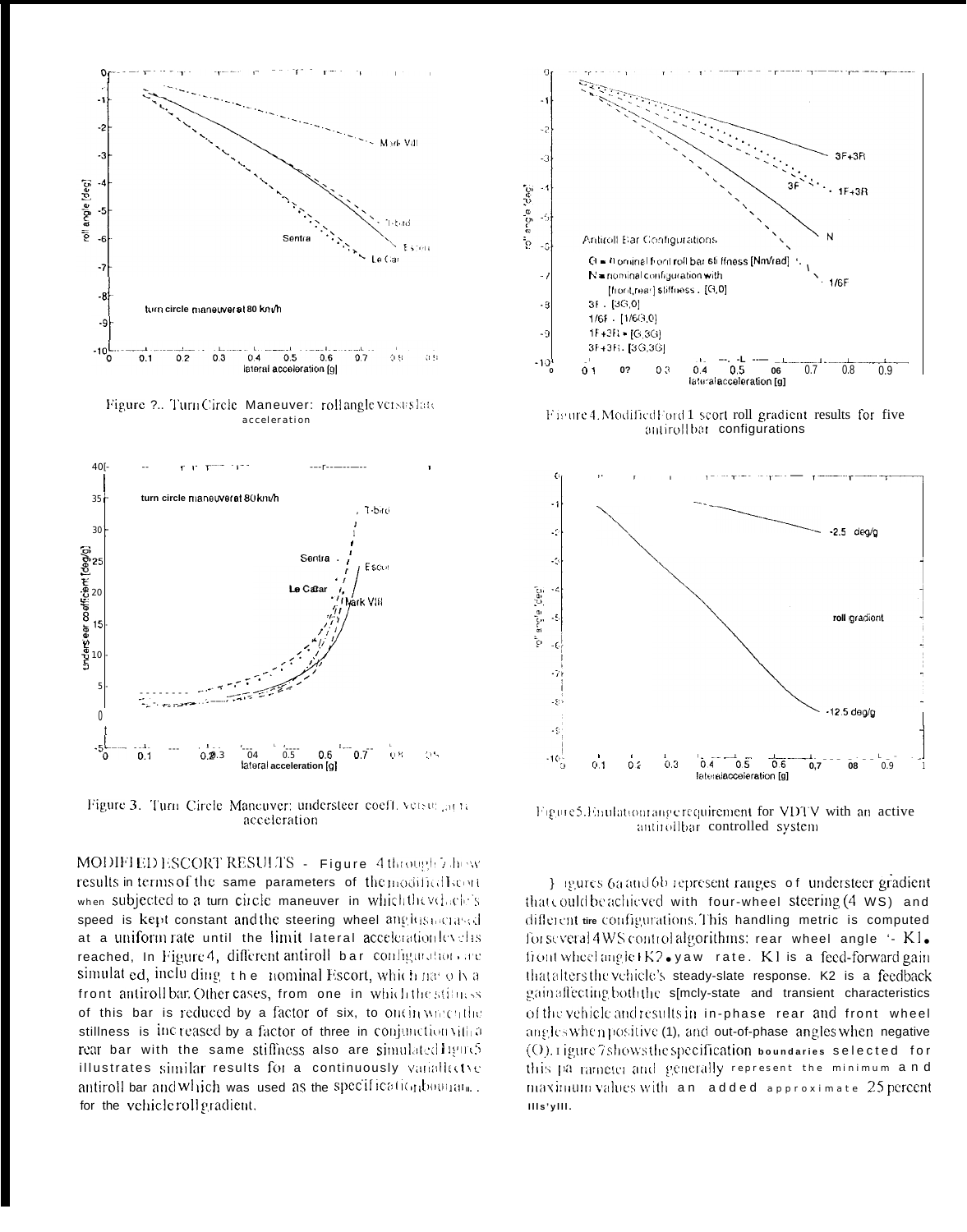Figure 2. Turn Circle Maneuver: roll angle versus lateral acceleration

Figure 3. Turn Circle Maneuver: understeer coeff. versus lateral acceleration

Figure 4. Modified Ford Escort roll gradient results for five antiroll bar configurations

Figure 5. Emulation range requirement for VDTV with an active antiroll bar controlled system

MODIFIED ESCORT RESULTS - Figure 4 through 7 show results in terms of the same parameters of the modified Escort when subjected to a turn circle maneuver in which the vehicle's speed is kept constant and the steering wheel angle is increased at a uniform rate until the limit lateral acceleration level is reached. In Figure 4, different antiroll bar configurations are simulated, including the nominal Escort, which has only a front antiroll bar. Other cases, from one in which the stiffness of this bar is reduced by a factor of six, to one in which the stillness is increased by a factor of three in conjunction with a rear bar with the same stiffness also are simulated. Figure 5 illustrates similar results for a continuously variable active antiroll bar and which was used as the specification boundaries for the vehicle roll gradient.

Figures 6a and 6b represent ranges of understeer gradient that could be achieved with four-wheel steering (4 WS) and different tire configurations. This handling metric is computed for several 4WS control algorithms: rear wheel angle = K1 • front wheel angle + K2 • yaw rate. K1 is a feed-forward gain that alters the vehicle's steady-state response. K2 is a feedback gain affecting both the steady-state and transient characteristics of the vehicle and results in in-phase rear and front wheel angles when positive (I), and out-of-phase angles when negative (O). Figure 7 shows the specification boundaries selected for this parameter and generally represent the minimum and maximum values with an added approximate 25 percent margin.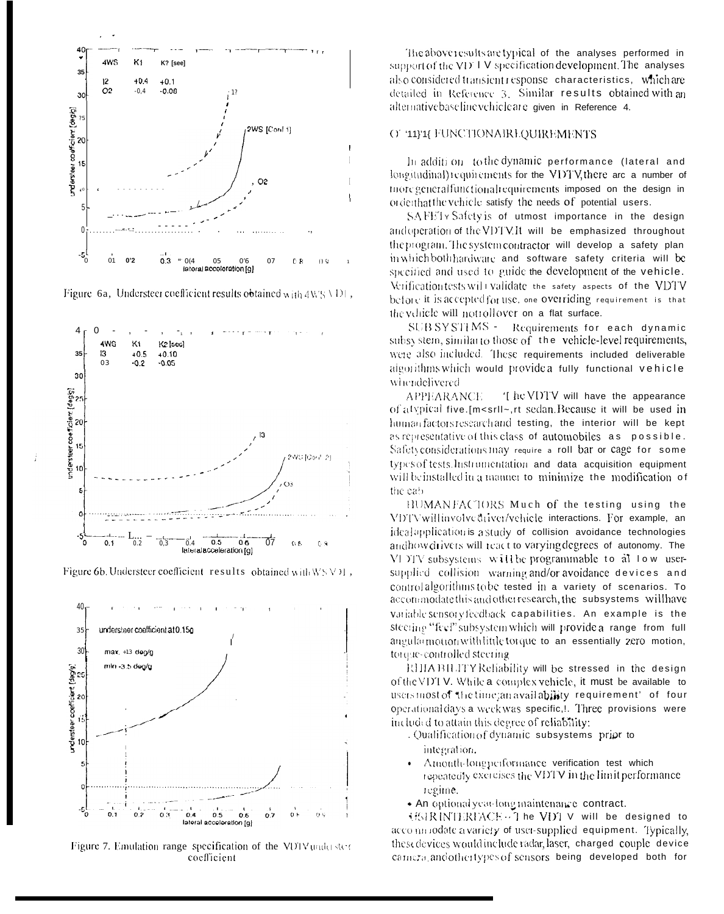4WS K1 K? [see]
I2 +0.4 +0.1
O2 -0.4 -0.08

2WS [Conf 1]

understeer coefficient [deg/g]

lateral acceleration [g]

Figure 6a, Understeer coefficient results obtained with 4WS VDTV,

4WS K1 K2 [sec]
I3 +0.5 +0.10
O3 -0.2 -0.05

2WS [Conf 2]

understeer coefficient [deg/g]

lateral acceleration [g]

Figure 6b. Understeer coefficient results obtained with WS VDTV,

understeer coefficient at 0.15g

max. +13 deg/g

min -3.5 deg/g

understeer coefficient [deg/g]

lateral acceleration [g]

Figure 7. Emulation range specification of the VDTV understeer coefficient

The above results are typical of the analyses performed in support of the VDTV specification development. The analyses also considered transient response characteristics, which are detailed in Reference 3. Similar results obtained with an alternative baseline vehicle are given in Reference 4.

## OTHER FUNCTIONAL REQUIREMENTS

In addition to the dynamic performance (lateral and longitudinal) requirements for the VDTV, there are a number of more general functional requirements imposed on the design in order that the vehicle satisfy the needs of potential users.

SAFETY Safety is of utmost importance in the design and operation of the VDTV. It will be emphasized throughout the program. The system contractor will develop a safety plan in which both hardware and software safety criteria will be specified and used to guide the development of the vehicle. Verification tests will validate the safety aspects of the VDTV before it is accepted for use. one overriding requirement is that the vehicle will not rollover on a flat surface.

SUBSYSTEMS - Requirements for each dynamic subsystem, similar to those of the vehicle-level requirements, were also included. These requirements included deliverable algorithms which would provide a fully functional vehicle when delivered.

APPEARANCE The VDTV will have the appearance of a typical five-passenger, sedan. Because it will be used in human factors research and testing, the interior will be kept as representative of this class of automobiles as possible. Safety considerations may require a roll bar or cage for some types of tests. Instrumentation and data acquisition equipment will be installed in a manner to minimize the modification of the cab.

HUMAN FACTORS Much of the testing using the VDTV will involve driver/vehicle interactions. For example, an ideal application is a study of collision avoidance technologies and how drivers will react to varying degrees of autonomy. The VDTV subsystems will be programmable to allow user-supplied collision warning and/or avoidance devices and control algorithms to be tested in a variety of scenarios. To accommodate this and other research, the subsystems will have variable sensory feedback capabilities. An example is the steering "feel" subsystem which will provide a range from full angular motion with little torque to an essentially zero motion, torque-controlled steering.

RELIABILITY Reliability will be stressed in the design of the VDTV. While a complex vehicle, it must be available to users most of the time; an availability requirement of four operational days a week was specified. Three provisions were included to attain this degree of reliability:

- Qualification of dynamic subsystems prior to integration.
- A month-long performance verification test which repeatedly exercises the VDTV in the limit performance regime.
- An optional year-long maintenance contract.

USER INTERFACE - The VDTV will be designed to accommodate a variety of user-supplied equipment. Typically, these devices would include radar, laser, charged couple device camera, and other types of sensors being developed both for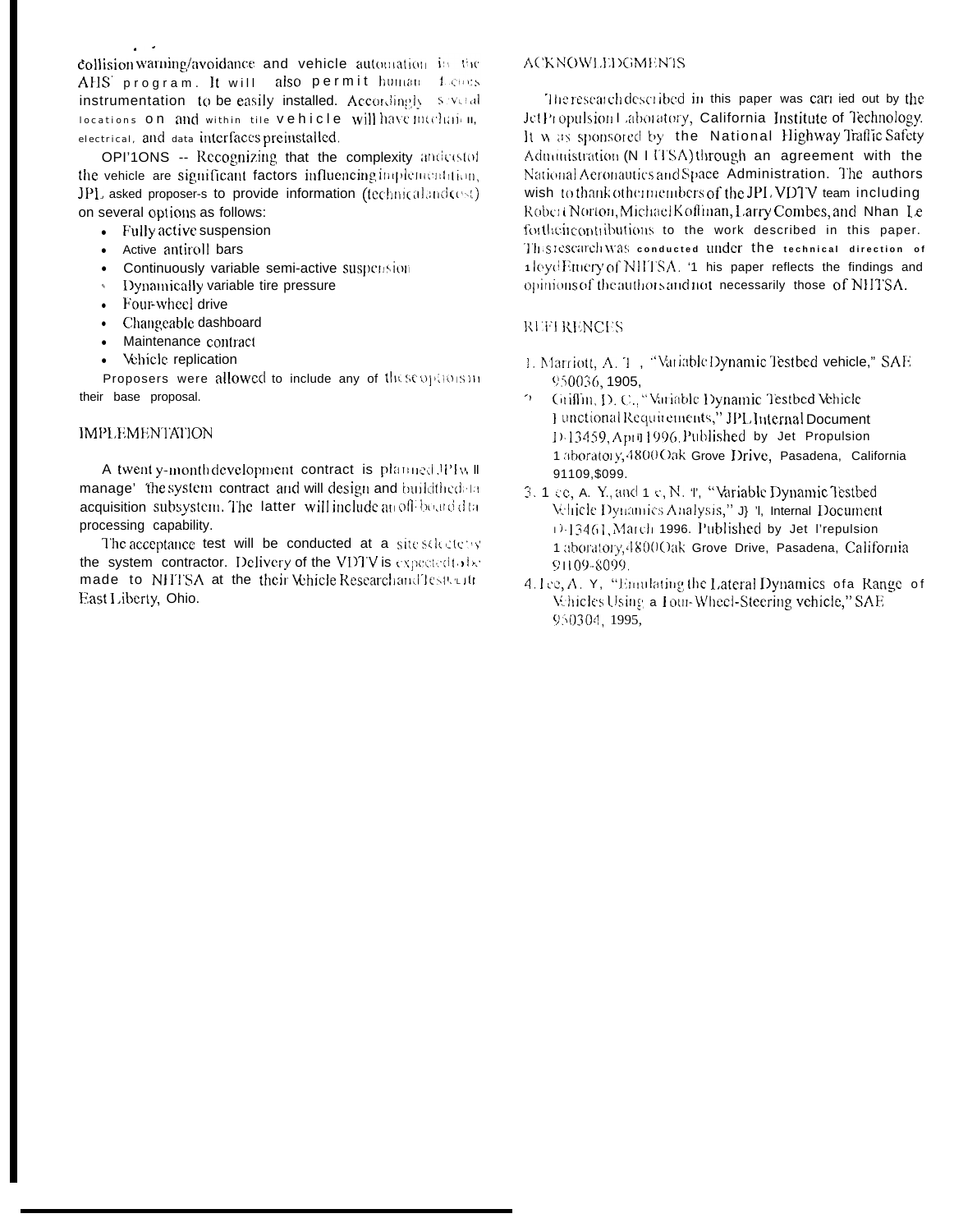collision warning/avoidance and vehicle automation in the AHS program. It will also permit human factors instrumentation to be easily installed. Accordingly several locations on and within the vehicle will have mechanical, electrical, and data interfaces preinstalled.

OPTIONS -- Recognizing that the complexity and cost of the vehicle are significant factors influencing implementation, JPL asked proposers to provide information (technical and cost) on several options as follows:

- Fully active suspension
- Active antiroll bars
- Continuously variable semi-active suspension
- Dynamically variable tire pressure
- Four-wheel drive
- Changeable dashboard
- Maintenance contract
- Vehicle replication

Proposers were allowed to include any of these options in their base proposal.

## IMPLEMENTATION

A twenty-month development contract is planned. JPL will manage the system contract and will design and build the data acquisition subsystem. The latter will include an off-board data processing capability.

The acceptance test will be conducted at a site selected by the system contractor. Delivery of the VDTV is expected to be made to NHTSA at their Vehicle Research and Test Center in East Liberty, Ohio.

## ACKNOWLEDGMENTS

The research described in this paper was carried out by the Jet Propulsion Laboratory, California Institute of Technology. It was sponsored by the National Highway Traffic Safety Administration (NHTSA) through an agreement with the National Aeronautics and Space Administration. The authors wish to thank other members of the JPL VDTV team including Robert Norton, Michael Koffman, Larry Combes, and Nhan Le for their contributions to the work described in this paper. This research was conducted under the technical direction of Lloyd Emery of NHTSA. This paper reflects the findings and opinions of the authors and not necessarily those of NHTSA.

## REFERENCES

1. Marriott, A. T., "Variable Dynamic Testbed vehicle," SAE 950036, 1995.
2. Griffin, D. C., "Variable Dynamic Testbed Vehicle Functional Requirements," JPL Internal Document D-13459, April 1996. Published by Jet Propulsion Laboratory, 4800 Oak Grove Drive, Pasadena, California 91109-8099.
3. Lee, A. Y., and Le, N. T., "Variable Dynamic Testbed Vehicle Dynamics Analysis," JPL Internal Document D-13461, March 1996. Published by Jet Propulsion Laboratory, 4800 Oak Grove Drive, Pasadena, California 91109-8099.
4. Lee, A. Y., "Emulating the Lateral Dynamics of a Range of Vehicles Using a Four-Wheel-Steering vehicle," SAE 950304, 1995.